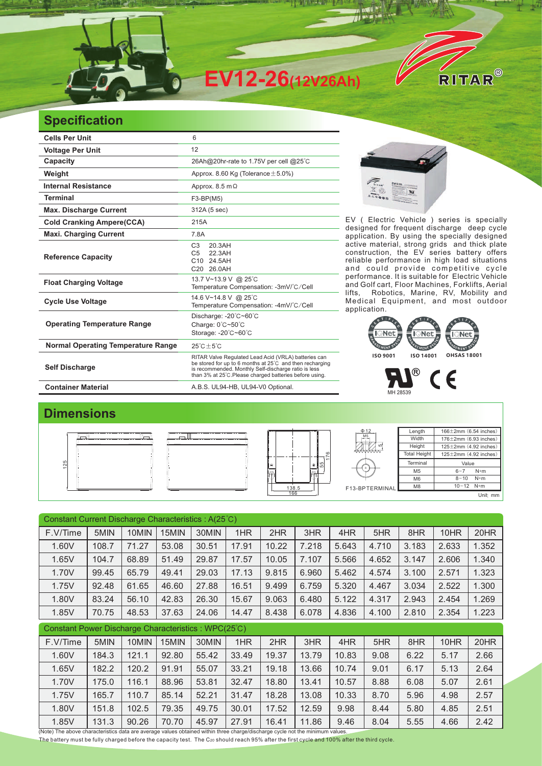# EV12-26(12V26Ah)

RITAR®

## Specification

| | |
|---|---|
| **Cells Per Unit** | 6 |
| **Voltage Per Unit** | 12 |
| **Capacity** | 26Ah@20hr-rate to 1.75V per cell @25°C |
| **Weight** | Approx. 8.60 Kg (Tolerance±5.0%) |
| **Internal Resistance** | Approx. 8.5 mΩ |
| **Terminal** | F3-BP(M5) |
| **Max. Discharge Current** | 312A (5 sec) |
| **Cold Cranking Ampere(CCA)** | 215A |
| **Maxi. Charging Current** | 7.8A |
| **Reference Capacity** | C3 20.3AH<br>C5 22.3AH<br>C10 24.5AH<br>C20 26.0AH |
| **Float Charging Voltage** | 13.7 V~13.9 V @ 25°C<br>Temperature Compensation: -3mV/°C/Cell |
| **Cycle Use Voltage** | 14.6 V~14.8 V @ 25°C<br>Temperature Compensation: -4mV/°C/Cell |
| **Operating Temperature Range** | Discharge: -20°C~60°C<br>Charge: 0°C~50°C<br>Storage: -20°C~60°C |
| **Normal Operating Temperature Range** | 25°C±5°C |
| **Self Discharge** | RITAR Valve Regulated Lead Acid (VRLA) batteries can be stored for up to 6 months at 25°C and then recharging is recommended. Monthly Self-discharge ratio is less than 3% at 25°C.Please charged batteries before using. |
| **Container Material** | A.B.S. UL94-HB, UL94-V0 Optional. |

EV ( Electric Vehicle ) series is specially designed for frequent discharge deep cycle application. By using the specially designed active material, strong grids and thick plate construction, the EV series battery offers reliable performance in high load situations and could provide competitive cycle performance. It is suitable for Electric Vehicle and Golf cart, Floor Machines, Forklifts, Aerial lifts, Robotics, Marine, RV, Mobility and Medical Equipment, and most outdoor application.

ISO 9001 ISO 14001 OHSAS 18001

MH 28539

## Dimensions

125 · 138.5 · 166 · 55 · 176 · Φ12 · M5 · 5 · F13-BPTERMINAL

| | |
|---|---|
| Length | 166±2mm (6.54 inches) |
| Width | 176±2mm (6.93 inches) |
| Height | 125±2mm (4.92 inches) |
| Total Height | 125±2mm (4.92 inches) |

| Terminal | Value |
|---|---|
| M5 | 6~7 N*m |
| M6 | 8~10 N*m |
| M8 | 10~12 N*m |

Unit: mm

**Constant Current Discharge Characteristics : A(25°C)**

| F.V/Time | 5MIN | 10MIN | 15MIN | 30MIN | 1HR | 2HR | 3HR | 4HR | 5HR | 8HR | 10HR | 20HR |
|---|---|---|---|---|---|---|---|---|---|---|---|---|
| 1.60V | 108.7 | 71.27 | 53.08 | 30.51 | 17.91 | 10.22 | 7.218 | 5.643 | 4.710 | 3.183 | 2.633 | 1.352 |
| 1.65V | 104.7 | 68.89 | 51.49 | 29.87 | 17.57 | 10.05 | 7.107 | 5.566 | 4.652 | 3.147 | 2.606 | 1.340 |
| 1.70V | 99.45 | 65.79 | 49.41 | 29.03 | 17.13 | 9.815 | 6.960 | 5.462 | 4.574 | 3.100 | 2.571 | 1.323 |
| 1.75V | 92.48 | 61.65 | 46.60 | 27.88 | 16.51 | 9.499 | 6.759 | 5.320 | 4.467 | 3.034 | 2.522 | 1.300 |
| 1.80V | 83.24 | 56.10 | 42.83 | 26.30 | 15.67 | 9.063 | 6.480 | 5.122 | 4.317 | 2.943 | 2.454 | 1.269 |
| 1.85V | 70.75 | 48.53 | 37.63 | 24.06 | 14.47 | 8.438 | 6.078 | 4.836 | 4.100 | 2.810 | 2.354 | 1.223 |

**Constant Power Discharge Characteristics : WPC(25°C)**

| F.V/Time | 5MIN | 10MIN | 15MIN | 30MIN | 1HR | 2HR | 3HR | 4HR | 5HR | 8HR | 10HR | 20HR |
|---|---|---|---|---|---|---|---|---|---|---|---|---|
| 1.60V | 184.3 | 121.1 | 92.80 | 55.42 | 33.49 | 19.37 | 13.79 | 10.83 | 9.08 | 6.22 | 5.17 | 2.66 |
| 1.65V | 182.2 | 120.2 | 91.91 | 55.07 | 33.21 | 19.18 | 13.66 | 10.74 | 9.01 | 6.17 | 5.13 | 2.64 |
| 1.70V | 175.0 | 116.1 | 88.96 | 53.81 | 32.47 | 18.80 | 13.41 | 10.57 | 8.88 | 6.08 | 5.07 | 2.61 |
| 1.75V | 165.7 | 110.7 | 85.14 | 52.21 | 31.47 | 18.28 | 13.08 | 10.33 | 8.70 | 5.96 | 4.98 | 2.57 |
| 1.80V | 151.8 | 102.5 | 79.35 | 49.75 | 30.01 | 17.52 | 12.59 | 9.98 | 8.44 | 5.80 | 4.85 | 2.51 |
| 1.85V | 131.3 | 90.26 | 70.70 | 45.97 | 27.91 | 16.41 | 11.86 | 9.46 | 8.04 | 5.55 | 4.66 | 2.42 |

(Note) The above characteristics data are average values obtained within three charge/discharge cycle not the minimum values.
The battery must be fully charged before the capacity test. The $C_{20}$ should reach 95% after the first cycle and 100% after the third cycle.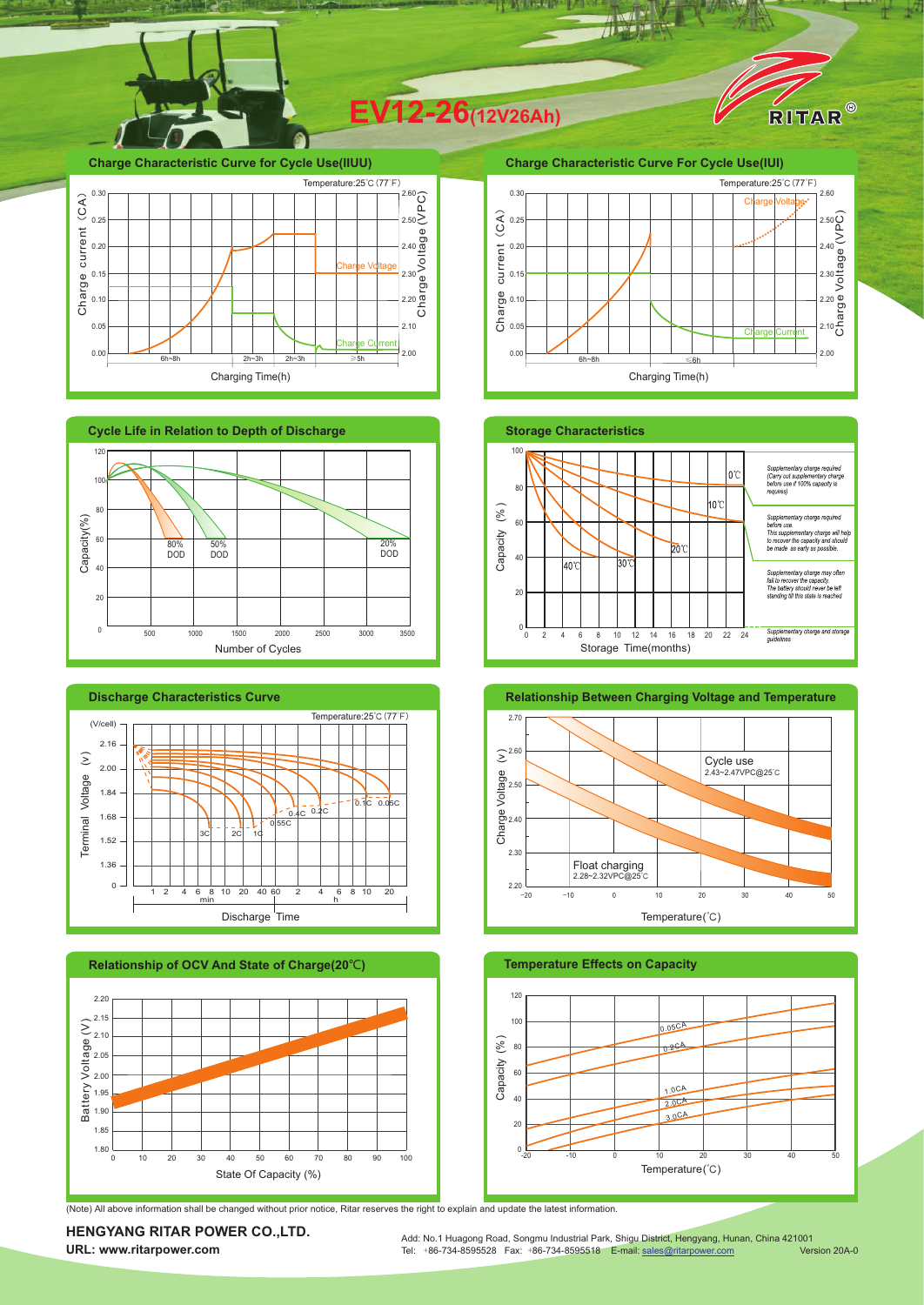# EV12-26(12V26Ah)

RITAR®

## Charge Characteristic Curve for Cycle Use(IIUU)

Temperature:25℃ (77℉)

Charge current (CA)

0.30
0.25
0.20
0.15
0.10
0.05
0.00

Charge Voltage (VPC)

2.60
2.50
2.40
2.30
2.20
2.10
2.00

Charge Voltage

Charge Current

6h~8h
2h~3h
2h~3h
≥5h

Charging Time(h)

## Charge Characteristic Curve For Cycle Use(IUI)

Temperature:25℃ (77℉)

Charge current (CA)

0.30
0.25
0.20
0.15
0.10
0.05
0.00

Charge Voltage (VPC)

2.60
2.50
2.40
2.30
2.20
2.10
2.00

Charge Voltage

Charge Current

6h~8h
≤6h

Charging Time(h)

## Cycle Life in Relation to Depth of Discharge

Capacity(%)

120
100
80
60
40
20
0

80% DOD
50% DOD
20% DOD

500
1000
1500
2000
2500
3000
3500

Number of Cycles

## Storage Characteristics

Capacity (%)

100
80
60
40
20
0

0℃
10℃
20℃
30℃
40℃

0
2
4
6
8
10
12
14
16
18
20
22
24

Storage Time(months)

*Supplementary charge required (Carry out supplementary charge before use if 100% capacity is requires)*

*Supplementary charge required before use. This supplementary charge will help to recover the capacity and should be made as early as possible.*

*Supplementary charge may often fail to recover the capacity. The battery should never be left standing till this state is reached*

*Supplementary charge and storage guidelines*

## Discharge Characteristics Curve

Temperature:25℃ (77℉)

(V/cell)

Terminal Voltage (v)

2.16
2.00
1.84
1.68
1.52
1.36
0

3C
2C
1C
0.55C
0.4C
0.2C
0.1C
0.05C

1
2
4
6
8
10
20
40
60
min

2
4
6
8
10
20
h

Discharge Time

## Relationship Between Charging Voltage and Temperature

Charge Voltage (v)

2.70
2.60
2.50
2.40
2.30
2.20

Cycle use
2.43~2.47VPC@25℃

Float charging
2.28~2.32VPC@25℃

−20
−10
0
10
20
30
40
50

Temperature(℃)

## Relationship of OCV And State of Charge(20℃)

Battery Voltage (V)

2.20
2.15
2.10
2.05
2.00
1.95
1.90
1.85
1.80

0
10
20
30
40
50
60
70
80
90
100

State Of Capacity (%)

## Temperature Effects on Capacity

Capacity (%)

120
100
80
60
40
20
0

0.05CA
0.2CA
1.0CA
2.0CA
3.0CA

-20
-10
0
10
20
30
40
50

Temperature(℃)

(Note) All above information shall be changed without prior notice, Ritar reserves the right to explain and update the latest information.

**HENGYANG RITAR POWER CO.,LTD.**

**URL: www.ritarpower.com**

Add: No.1 Huagong Road, Songmu Industrial Park, Shigu District, Hengyang, Hunan, China 421001

Tel: +86-734-8595528 Fax: +86-734-8595518 E-mail: sales@ritarpower.com

Version 20A-0